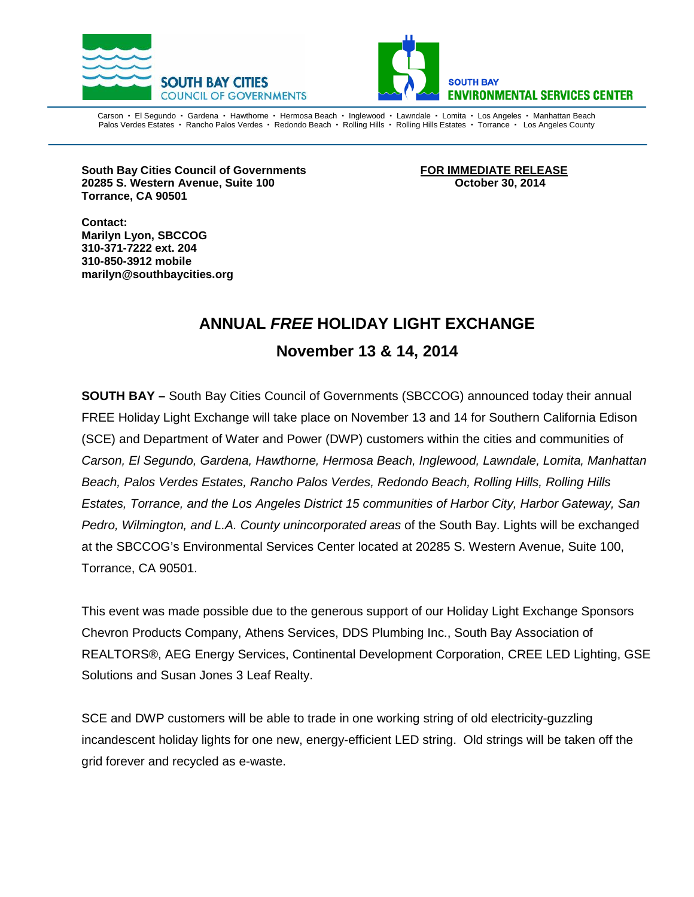**SOUTH BAY CITIES COUNCIL OF GOVERNMENTS**

**SOUTH BAY ENVIRONMENTAL SERVICES CENTER**

Carson • El Segundo • Gardena • Hawthorne • Hermosa Beach • Inglewood • Lawndale • Lomita • Los Angeles • Manhattan Beach
Palos Verdes Estates • Rancho Palos Verdes • Redondo Beach • Rolling Hills • Rolling Hills Estates • Torrance • Los Angeles County

**South Bay Cities Council of Governments**
**20285 S. Western Avenue, Suite 100**
**Torrance, CA 90501**

**FOR IMMEDIATE RELEASE**
**October 30, 2014**

**Contact:**
**Marilyn Lyon, SBCCOG**
**310-371-7222 ext. 204**
**310-850-3912 mobile**
**marilyn@southbaycities.org**

# ANNUAL *FREE* HOLIDAY LIGHT EXCHANGE

## November 13 & 14, 2014

**SOUTH BAY –** South Bay Cities Council of Governments (SBCCOG) announced today their annual FREE Holiday Light Exchange will take place on November 13 and 14 for Southern California Edison (SCE) and Department of Water and Power (DWP) customers within the cities and communities of *Carson, El Segundo, Gardena, Hawthorne, Hermosa Beach, Inglewood, Lawndale, Lomita, Manhattan Beach, Palos Verdes Estates, Rancho Palos Verdes, Redondo Beach, Rolling Hills, Rolling Hills Estates, Torrance, and the Los Angeles District 15 communities of Harbor City, Harbor Gateway, San Pedro, Wilmington, and L.A. County unincorporated areas* of the South Bay. Lights will be exchanged at the SBCCOG's Environmental Services Center located at 20285 S. Western Avenue, Suite 100, Torrance, CA 90501.

This event was made possible due to the generous support of our Holiday Light Exchange Sponsors Chevron Products Company, Athens Services, DDS Plumbing Inc., South Bay Association of REALTORS®, AEG Energy Services, Continental Development Corporation, CREE LED Lighting, GSE Solutions and Susan Jones 3 Leaf Realty.

SCE and DWP customers will be able to trade in one working string of old electricity-guzzling incandescent holiday lights for one new, energy-efficient LED string. Old strings will be taken off the grid forever and recycled as e-waste.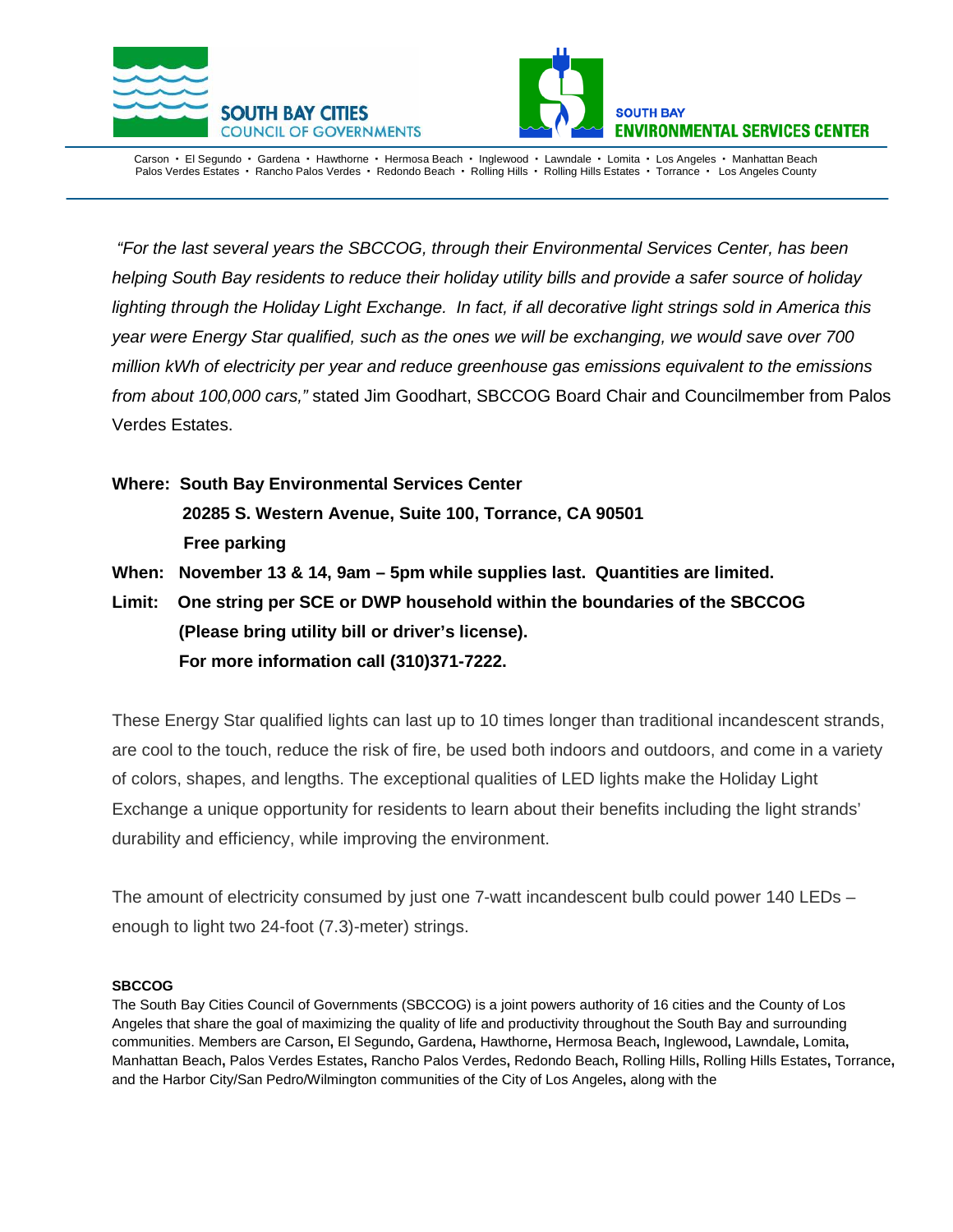SOUTH BAY CITIES COUNCIL OF GOVERNMENTS

SOUTH BAY ENVIRONMENTAL SERVICES CENTER

Carson • El Segundo • Gardena • Hawthorne • Hermosa Beach • Inglewood • Lawndale • Lomita • Los Angeles • Manhattan Beach
Palos Verdes Estates • Rancho Palos Verdes • Redondo Beach • Rolling Hills • Rolling Hills Estates • Torrance • Los Angeles County

---

*"For the last several years the SBCCOG, through their Environmental Services Center, has been helping South Bay residents to reduce their holiday utility bills and provide a safer source of holiday lighting through the Holiday Light Exchange. In fact, if all decorative light strings sold in America this year were Energy Star qualified, such as the ones we will be exchanging, we would save over 700 million kWh of electricity per year and reduce greenhouse gas emissions equivalent to the emissions from about 100,000 cars,"* stated Jim Goodhart, SBCCOG Board Chair and Councilmember from Palos Verdes Estates.

**Where: South Bay Environmental Services Center**
**20285 S. Western Avenue, Suite 100, Torrance, CA 90501**
**Free parking**

**When: November 13 & 14, 9am – 5pm while supplies last. Quantities are limited.**

**Limit: One string per SCE or DWP household within the boundaries of the SBCCOG (Please bring utility bill or driver's license).**
**For more information call (310)371-7222.**

These Energy Star qualified lights can last up to 10 times longer than traditional incandescent strands, are cool to the touch, reduce the risk of fire, be used both indoors and outdoors, and come in a variety of colors, shapes, and lengths. The exceptional qualities of LED lights make the Holiday Light Exchange a unique opportunity for residents to learn about their benefits including the light strands' durability and efficiency, while improving the environment.

The amount of electricity consumed by just one 7-watt incandescent bulb could power 140 LEDs – enough to light two 24-foot (7.3)-meter) strings.

**SBCCOG**

The South Bay Cities Council of Governments (SBCCOG) is a joint powers authority of 16 cities and the County of Los Angeles that share the goal of maximizing the quality of life and productivity throughout the South Bay and surrounding communities. Members are Carson, El Segundo, Gardena, Hawthorne, Hermosa Beach, Inglewood, Lawndale, Lomita, Manhattan Beach, Palos Verdes Estates, Rancho Palos Verdes, Redondo Beach, Rolling Hills, Rolling Hills Estates, Torrance, and the Harbor City/San Pedro/Wilmington communities of the City of Los Angeles, along with the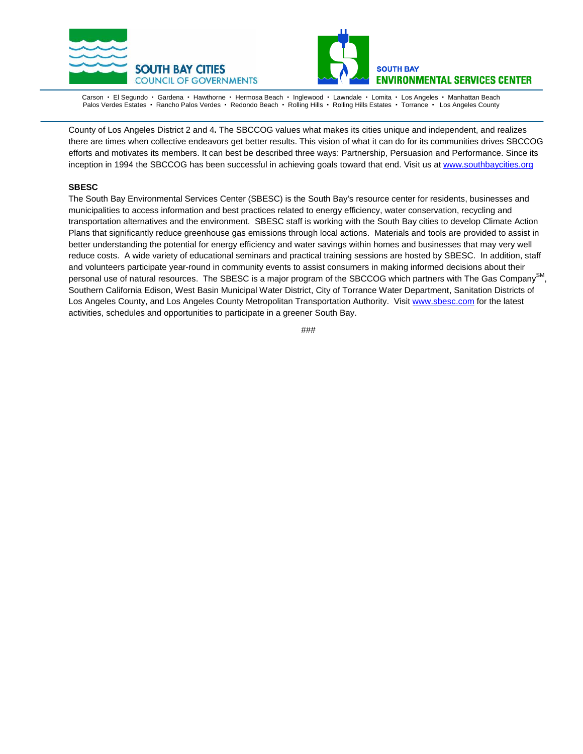County of Los Angeles District 2 and 4**.** The SBCCOG values what makes its cities unique and independent, and realizes there are times when collective endeavors get better results. This vision of what it can do for its communities drives SBCCOG efforts and motivates its members. It can best be described three ways: Partnership, Persuasion and Performance. Since its inception in 1994 the SBCCOG has been successful in achieving goals toward that end. Visit us at www.southbaycities.org

**SBESC**

The South Bay Environmental Services Center (SBESC) is the South Bay's resource center for residents, businesses and municipalities to access information and best practices related to energy efficiency, water conservation, recycling and transportation alternatives and the environment. SBESC staff is working with the South Bay cities to develop Climate Action Plans that significantly reduce greenhouse gas emissions through local actions. Materials and tools are provided to assist in better understanding the potential for energy efficiency and water savings within homes and businesses that may very well reduce costs. A wide variety of educational seminars and practical training sessions are hosted by SBESC. In addition, staff and volunteers participate year-round in community events to assist consumers in making informed decisions about their personal use of natural resources. The SBESC is a major program of the SBCCOG which partners with The Gas Company℠, Southern California Edison, West Basin Municipal Water District, City of Torrance Water Department, Sanitation Districts of Los Angeles County, and Los Angeles County Metropolitan Transportation Authority. Visit www.sbesc.com for the latest activities, schedules and opportunities to participate in a greener South Bay.

###